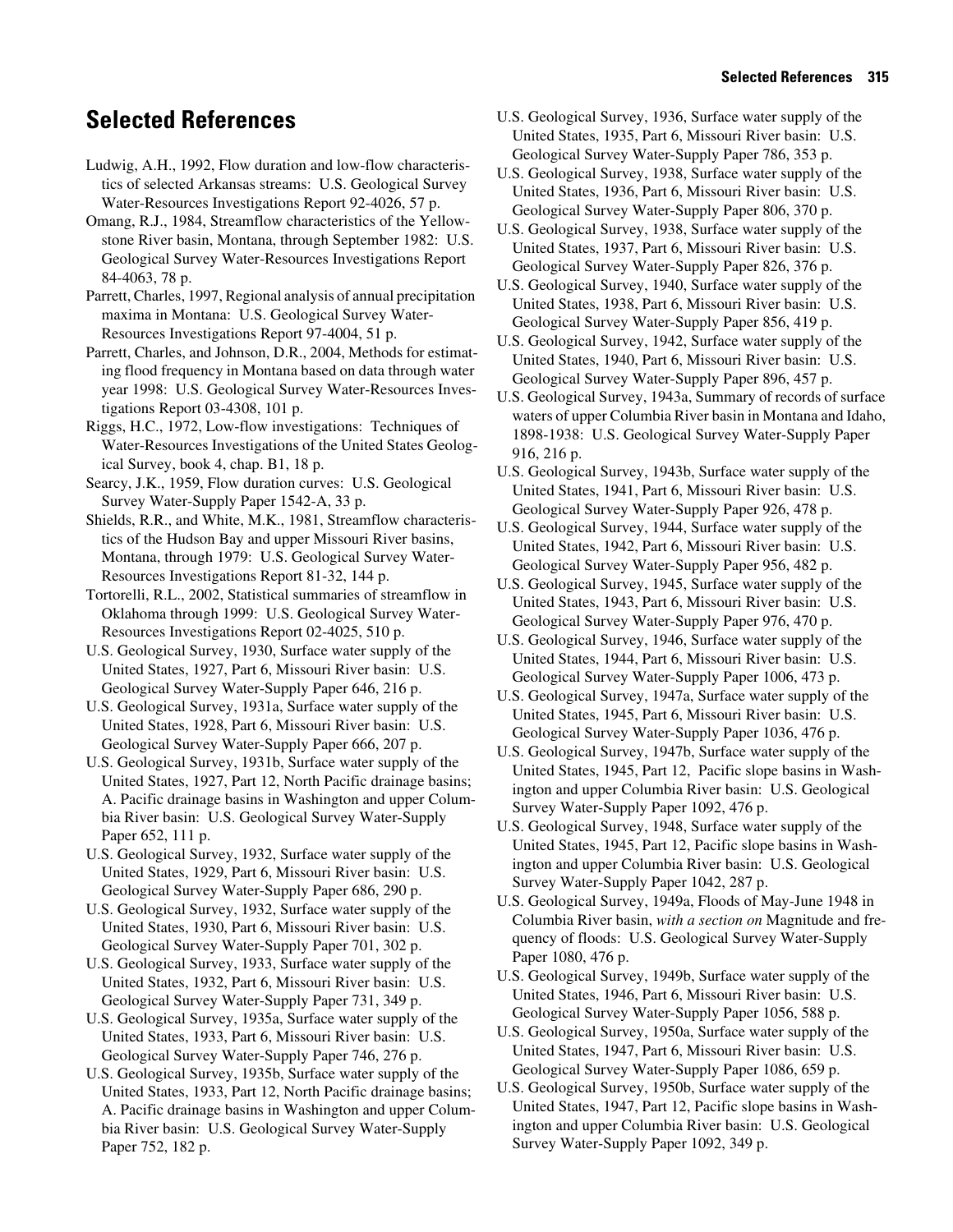## Selected References

Ludwig, A.H., 1992, Flow duration and low-flow characteristics of selected Arkansas streams: U.S. Geological Survey Water-Resources Investigations Report 92-4026, 57 p.

Omang, R.J., 1984, Streamflow characteristics of the Yellowstone River basin, Montana, through September 1982: U.S. Geological Survey Water-Resources Investigations Report 84-4063, 78 p.

Parrett, Charles, 1997, Regional analysis of annual precipitation maxima in Montana: U.S. Geological Survey Water-Resources Investigations Report 97-4004, 51 p.

Parrett, Charles, and Johnson, D.R., 2004, Methods for estimating flood frequency in Montana based on data through water year 1998: U.S. Geological Survey Water-Resources Investigations Report 03-4308, 101 p.

Riggs, H.C., 1972, Low-flow investigations: Techniques of Water-Resources Investigations of the United States Geological Survey, book 4, chap. B1, 18 p.

Searcy, J.K., 1959, Flow duration curves: U.S. Geological Survey Water-Supply Paper 1542-A, 33 p.

Shields, R.R., and White, M.K., 1981, Streamflow characteristics of the Hudson Bay and upper Missouri River basins, Montana, through 1979: U.S. Geological Survey Water-Resources Investigations Report 81-32, 144 p.

Tortorelli, R.L., 2002, Statistical summaries of streamflow in Oklahoma through 1999: U.S. Geological Survey Water-Resources Investigations Report 02-4025, 510 p.

U.S. Geological Survey, 1930, Surface water supply of the United States, 1927, Part 6, Missouri River basin: U.S. Geological Survey Water-Supply Paper 646, 216 p.

U.S. Geological Survey, 1931a, Surface water supply of the United States, 1928, Part 6, Missouri River basin: U.S. Geological Survey Water-Supply Paper 666, 207 p.

U.S. Geological Survey, 1931b, Surface water supply of the United States, 1927, Part 12, North Pacific drainage basins; A. Pacific drainage basins in Washington and upper Columbia River basin: U.S. Geological Survey Water-Supply Paper 652, 111 p.

U.S. Geological Survey, 1932, Surface water supply of the United States, 1929, Part 6, Missouri River basin: U.S. Geological Survey Water-Supply Paper 686, 290 p.

U.S. Geological Survey, 1932, Surface water supply of the United States, 1930, Part 6, Missouri River basin: U.S. Geological Survey Water-Supply Paper 701, 302 p.

U.S. Geological Survey, 1933, Surface water supply of the United States, 1932, Part 6, Missouri River basin: U.S. Geological Survey Water-Supply Paper 731, 349 p.

U.S. Geological Survey, 1935a, Surface water supply of the United States, 1933, Part 6, Missouri River basin: U.S. Geological Survey Water-Supply Paper 746, 276 p.

U.S. Geological Survey, 1935b, Surface water supply of the United States, 1933, Part 12, North Pacific drainage basins; A. Pacific drainage basins in Washington and upper Columbia River basin: U.S. Geological Survey Water-Supply Paper 752, 182 p.

U.S. Geological Survey, 1936, Surface water supply of the United States, 1935, Part 6, Missouri River basin: U.S. Geological Survey Water-Supply Paper 786, 353 p.

U.S. Geological Survey, 1938, Surface water supply of the United States, 1936, Part 6, Missouri River basin: U.S. Geological Survey Water-Supply Paper 806, 370 p.

U.S. Geological Survey, 1938, Surface water supply of the United States, 1937, Part 6, Missouri River basin: U.S. Geological Survey Water-Supply Paper 826, 376 p.

U.S. Geological Survey, 1940, Surface water supply of the United States, 1938, Part 6, Missouri River basin: U.S. Geological Survey Water-Supply Paper 856, 419 p.

U.S. Geological Survey, 1942, Surface water supply of the United States, 1940, Part 6, Missouri River basin: U.S. Geological Survey Water-Supply Paper 896, 457 p.

U.S. Geological Survey, 1943a, Summary of records of surface waters of upper Columbia River basin in Montana and Idaho, 1898-1938: U.S. Geological Survey Water-Supply Paper 916, 216 p.

U.S. Geological Survey, 1943b, Surface water supply of the United States, 1941, Part 6, Missouri River basin: U.S. Geological Survey Water-Supply Paper 926, 478 p.

U.S. Geological Survey, 1944, Surface water supply of the United States, 1942, Part 6, Missouri River basin: U.S. Geological Survey Water-Supply Paper 956, 482 p.

U.S. Geological Survey, 1945, Surface water supply of the United States, 1943, Part 6, Missouri River basin: U.S. Geological Survey Water-Supply Paper 976, 470 p.

U.S. Geological Survey, 1946, Surface water supply of the United States, 1944, Part 6, Missouri River basin: U.S. Geological Survey Water-Supply Paper 1006, 473 p.

U.S. Geological Survey, 1947a, Surface water supply of the United States, 1945, Part 6, Missouri River basin: U.S. Geological Survey Water-Supply Paper 1036, 476 p.

U.S. Geological Survey, 1947b, Surface water supply of the United States, 1945, Part 12, Pacific slope basins in Washington and upper Columbia River basin: U.S. Geological Survey Water-Supply Paper 1092, 476 p.

U.S. Geological Survey, 1948, Surface water supply of the United States, 1945, Part 12, Pacific slope basins in Washington and upper Columbia River basin: U.S. Geological Survey Water-Supply Paper 1042, 287 p.

U.S. Geological Survey, 1949a, Floods of May-June 1948 in Columbia River basin, *with a section on* Magnitude and frequency of floods: U.S. Geological Survey Water-Supply Paper 1080, 476 p.

U.S. Geological Survey, 1949b, Surface water supply of the United States, 1946, Part 6, Missouri River basin: U.S. Geological Survey Water-Supply Paper 1056, 588 p.

U.S. Geological Survey, 1950a, Surface water supply of the United States, 1947, Part 6, Missouri River basin: U.S. Geological Survey Water-Supply Paper 1086, 659 p.

U.S. Geological Survey, 1950b, Surface water supply of the United States, 1947, Part 12, Pacific slope basins in Washington and upper Columbia River basin: U.S. Geological Survey Water-Supply Paper 1092, 349 p.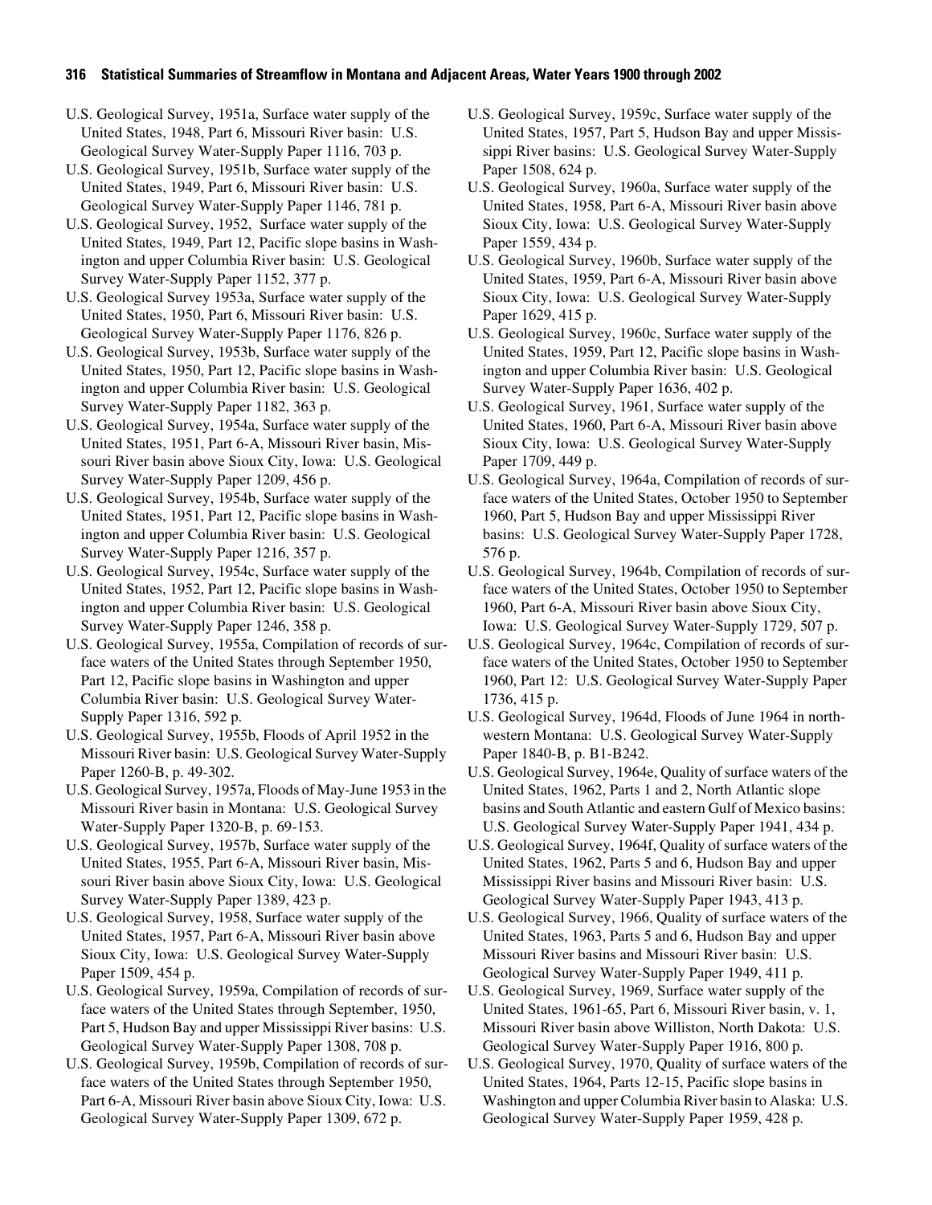U.S. Geological Survey, 1951a, Surface water supply of the United States, 1948, Part 6, Missouri River basin: U.S. Geological Survey Water-Supply Paper 1116, 703 p.

U.S. Geological Survey, 1951b, Surface water supply of the United States, 1949, Part 6, Missouri River basin: U.S. Geological Survey Water-Supply Paper 1146, 781 p.

U.S. Geological Survey, 1952, Surface water supply of the United States, 1949, Part 12, Pacific slope basins in Washington and upper Columbia River basin: U.S. Geological Survey Water-Supply Paper 1152, 377 p.

U.S. Geological Survey 1953a, Surface water supply of the United States, 1950, Part 6, Missouri River basin: U.S. Geological Survey Water-Supply Paper 1176, 826 p.

U.S. Geological Survey, 1953b, Surface water supply of the United States, 1950, Part 12, Pacific slope basins in Washington and upper Columbia River basin: U.S. Geological Survey Water-Supply Paper 1182, 363 p.

U.S. Geological Survey, 1954a, Surface water supply of the United States, 1951, Part 6-A, Missouri River basin, Missouri River basin above Sioux City, Iowa: U.S. Geological Survey Water-Supply Paper 1209, 456 p.

U.S. Geological Survey, 1954b, Surface water supply of the United States, 1951, Part 12, Pacific slope basins in Washington and upper Columbia River basin: U.S. Geological Survey Water-Supply Paper 1216, 357 p.

U.S. Geological Survey, 1954c, Surface water supply of the United States, 1952, Part 12, Pacific slope basins in Washington and upper Columbia River basin: U.S. Geological Survey Water-Supply Paper 1246, 358 p.

U.S. Geological Survey, 1955a, Compilation of records of surface waters of the United States through September 1950, Part 12, Pacific slope basins in Washington and upper Columbia River basin: U.S. Geological Survey Water-Supply Paper 1316, 592 p.

U.S. Geological Survey, 1955b, Floods of April 1952 in the Missouri River basin: U.S. Geological Survey Water-Supply Paper 1260-B, p. 49-302.

U.S. Geological Survey, 1957a, Floods of May-June 1953 in the Missouri River basin in Montana: U.S. Geological Survey Water-Supply Paper 1320-B, p. 69-153.

U.S. Geological Survey, 1957b, Surface water supply of the United States, 1955, Part 6-A, Missouri River basin, Missouri River basin above Sioux City, Iowa: U.S. Geological Survey Water-Supply Paper 1389, 423 p.

U.S. Geological Survey, 1958, Surface water supply of the United States, 1957, Part 6-A, Missouri River basin above Sioux City, Iowa: U.S. Geological Survey Water-Supply Paper 1509, 454 p.

U.S. Geological Survey, 1959a, Compilation of records of surface waters of the United States through September, 1950, Part 5, Hudson Bay and upper Mississippi River basins: U.S. Geological Survey Water-Supply Paper 1308, 708 p.

U.S. Geological Survey, 1959b, Compilation of records of surface waters of the United States through September 1950, Part 6-A, Missouri River basin above Sioux City, Iowa: U.S. Geological Survey Water-Supply Paper 1309, 672 p.

U.S. Geological Survey, 1959c, Surface water supply of the United States, 1957, Part 5, Hudson Bay and upper Mississippi River basins: U.S. Geological Survey Water-Supply Paper 1508, 624 p.

U.S. Geological Survey, 1960a, Surface water supply of the United States, 1958, Part 6-A, Missouri River basin above Sioux City, Iowa: U.S. Geological Survey Water-Supply Paper 1559, 434 p.

U.S. Geological Survey, 1960b, Surface water supply of the United States, 1959, Part 6-A, Missouri River basin above Sioux City, Iowa: U.S. Geological Survey Water-Supply Paper 1629, 415 p.

U.S. Geological Survey, 1960c, Surface water supply of the United States, 1959, Part 12, Pacific slope basins in Washington and upper Columbia River basin: U.S. Geological Survey Water-Supply Paper 1636, 402 p.

U.S. Geological Survey, 1961, Surface water supply of the United States, 1960, Part 6-A, Missouri River basin above Sioux City, Iowa: U.S. Geological Survey Water-Supply Paper 1709, 449 p.

U.S. Geological Survey, 1964a, Compilation of records of surface waters of the United States, October 1950 to September 1960, Part 5, Hudson Bay and upper Mississippi River basins: U.S. Geological Survey Water-Supply Paper 1728, 576 p.

U.S. Geological Survey, 1964b, Compilation of records of surface waters of the United States, October 1950 to September 1960, Part 6-A, Missouri River basin above Sioux City, Iowa: U.S. Geological Survey Water-Supply 1729, 507 p.

U.S. Geological Survey, 1964c, Compilation of records of surface waters of the United States, October 1950 to September 1960, Part 12: U.S. Geological Survey Water-Supply Paper 1736, 415 p.

U.S. Geological Survey, 1964d, Floods of June 1964 in northwestern Montana: U.S. Geological Survey Water-Supply Paper 1840-B, p. B1-B242.

U.S. Geological Survey, 1964e, Quality of surface waters of the United States, 1962, Parts 1 and 2, North Atlantic slope basins and South Atlantic and eastern Gulf of Mexico basins: U.S. Geological Survey Water-Supply Paper 1941, 434 p.

U.S. Geological Survey, 1964f, Quality of surface waters of the United States, 1962, Parts 5 and 6, Hudson Bay and upper Mississippi River basins and Missouri River basin: U.S. Geological Survey Water-Supply Paper 1943, 413 p.

U.S. Geological Survey, 1966, Quality of surface waters of the United States, 1963, Parts 5 and 6, Hudson Bay and upper Missouri River basins and Missouri River basin: U.S. Geological Survey Water-Supply Paper 1949, 411 p.

U.S. Geological Survey, 1969, Surface water supply of the United States, 1961-65, Part 6, Missouri River basin, v. 1, Missouri River basin above Williston, North Dakota: U.S. Geological Survey Water-Supply Paper 1916, 800 p.

U.S. Geological Survey, 1970, Quality of surface waters of the United States, 1964, Parts 12-15, Pacific slope basins in Washington and upper Columbia River basin to Alaska: U.S. Geological Survey Water-Supply Paper 1959, 428 p.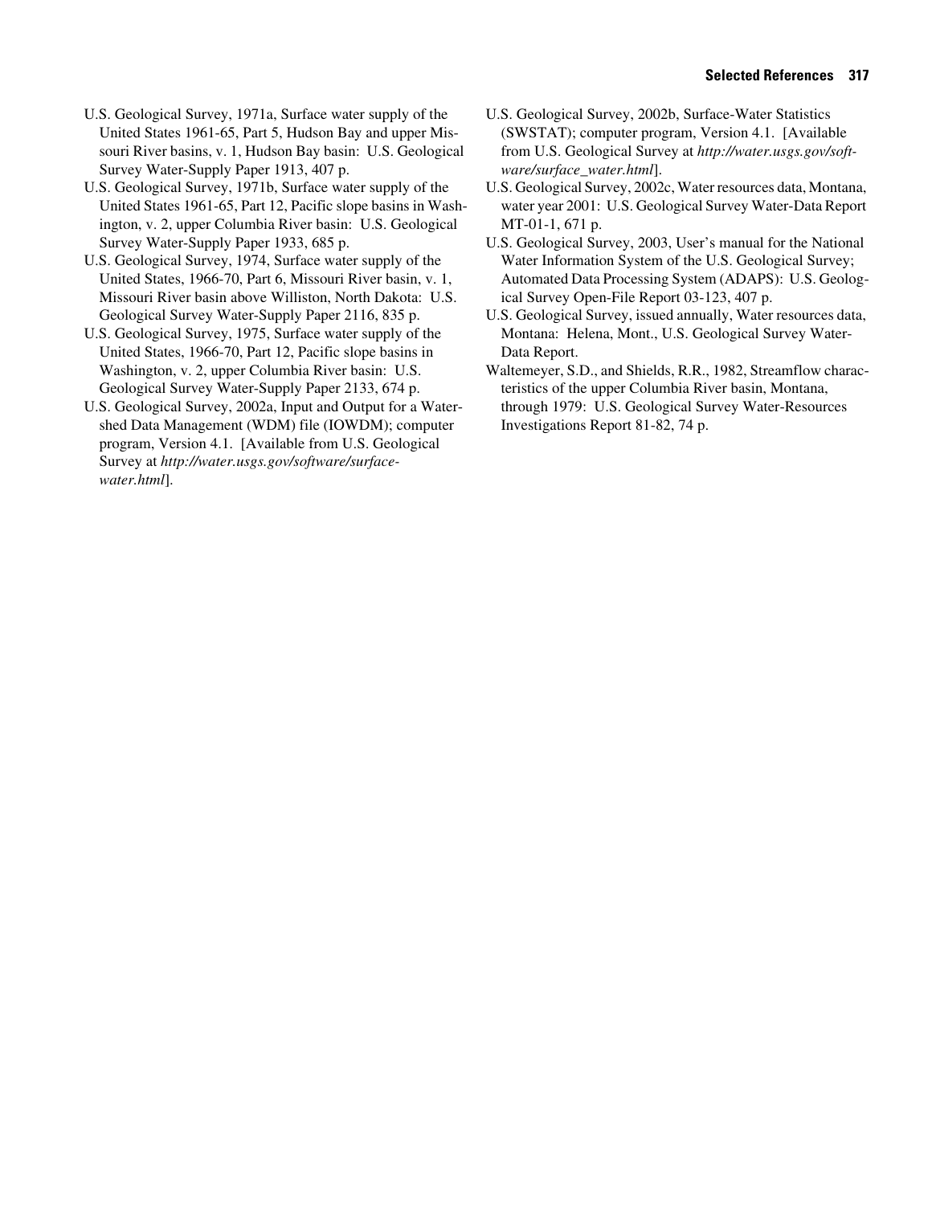U.S. Geological Survey, 1971a, Surface water supply of the United States 1961-65, Part 5, Hudson Bay and upper Missouri River basins, v. 1, Hudson Bay basin: U.S. Geological Survey Water-Supply Paper 1913, 407 p.

U.S. Geological Survey, 1971b, Surface water supply of the United States 1961-65, Part 12, Pacific slope basins in Washington, v. 2, upper Columbia River basin: U.S. Geological Survey Water-Supply Paper 1933, 685 p.

U.S. Geological Survey, 1974, Surface water supply of the United States, 1966-70, Part 6, Missouri River basin, v. 1, Missouri River basin above Williston, North Dakota: U.S. Geological Survey Water-Supply Paper 2116, 835 p.

U.S. Geological Survey, 1975, Surface water supply of the United States, 1966-70, Part 12, Pacific slope basins in Washington, v. 2, upper Columbia River basin: U.S. Geological Survey Water-Supply Paper 2133, 674 p.

U.S. Geological Survey, 2002a, Input and Output for a Watershed Data Management (WDM) file (IOWDM); computer program, Version 4.1. [Available from U.S. Geological Survey at *http://water.usgs.gov/software/surface-water.html*].

U.S. Geological Survey, 2002b, Surface-Water Statistics (SWSTAT); computer program, Version 4.1. [Available from U.S. Geological Survey at *http://water.usgs.gov/software/surface_water.html*].

U.S. Geological Survey, 2002c, Water resources data, Montana, water year 2001: U.S. Geological Survey Water-Data Report MT-01-1, 671 p.

U.S. Geological Survey, 2003, User's manual for the National Water Information System of the U.S. Geological Survey; Automated Data Processing System (ADAPS): U.S. Geological Survey Open-File Report 03-123, 407 p.

U.S. Geological Survey, issued annually, Water resources data, Montana: Helena, Mont., U.S. Geological Survey Water-Data Report.

Waltemeyer, S.D., and Shields, R.R., 1982, Streamflow characteristics of the upper Columbia River basin, Montana, through 1979: U.S. Geological Survey Water-Resources Investigations Report 81-82, 74 p.